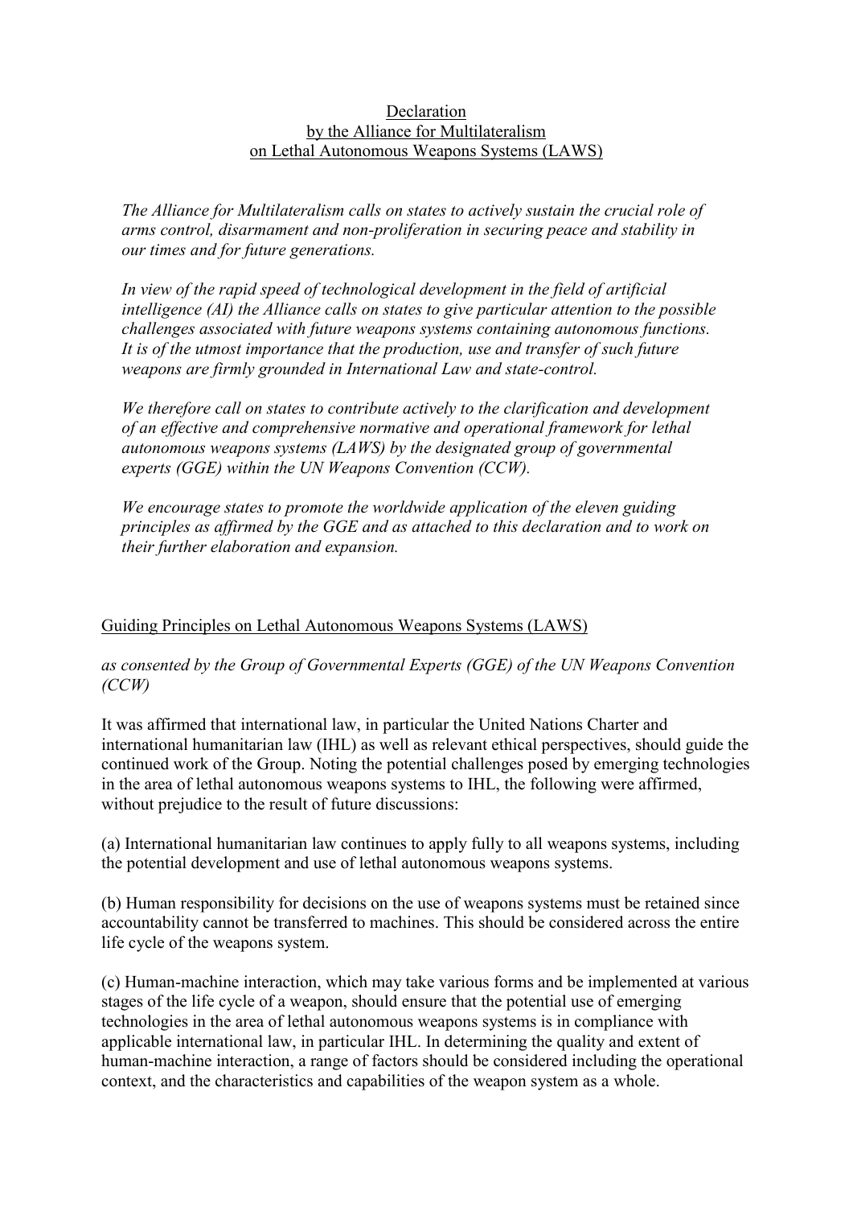# Declaration
# by the Alliance for Multilateralism
# on Lethal Autonomous Weapons Systems (LAWS)

*The Alliance for Multilateralism calls on states to actively sustain the crucial role of arms control, disarmament and non-proliferation in securing peace and stability in our times and for future generations.*

*In view of the rapid speed of technological development in the field of artificial intelligence (AI) the Alliance calls on states to give particular attention to the possible challenges associated with future weapons systems containing autonomous functions. It is of the utmost importance that the production, use and transfer of such future weapons are firmly grounded in International Law and state-control.*

*We therefore call on states to contribute actively to the clarification and development of an effective and comprehensive normative and operational framework for lethal autonomous weapons systems (LAWS) by the designated group of governmental experts (GGE) within the UN Weapons Convention (CCW).*

*We encourage states to promote the worldwide application of the eleven guiding principles as affirmed by the GGE and as attached to this declaration and to work on their further elaboration and expansion.*

## Guiding Principles on Lethal Autonomous Weapons Systems (LAWS)

*as consented by the Group of Governmental Experts (GGE) of the UN Weapons Convention (CCW)*

It was affirmed that international law, in particular the United Nations Charter and international humanitarian law (IHL) as well as relevant ethical perspectives, should guide the continued work of the Group. Noting the potential challenges posed by emerging technologies in the area of lethal autonomous weapons systems to IHL, the following were affirmed, without prejudice to the result of future discussions:

(a) International humanitarian law continues to apply fully to all weapons systems, including the potential development and use of lethal autonomous weapons systems.

(b) Human responsibility for decisions on the use of weapons systems must be retained since accountability cannot be transferred to machines. This should be considered across the entire life cycle of the weapons system.

(c) Human-machine interaction, which may take various forms and be implemented at various stages of the life cycle of a weapon, should ensure that the potential use of emerging technologies in the area of lethal autonomous weapons systems is in compliance with applicable international law, in particular IHL. In determining the quality and extent of human-machine interaction, a range of factors should be considered including the operational context, and the characteristics and capabilities of the weapon system as a whole.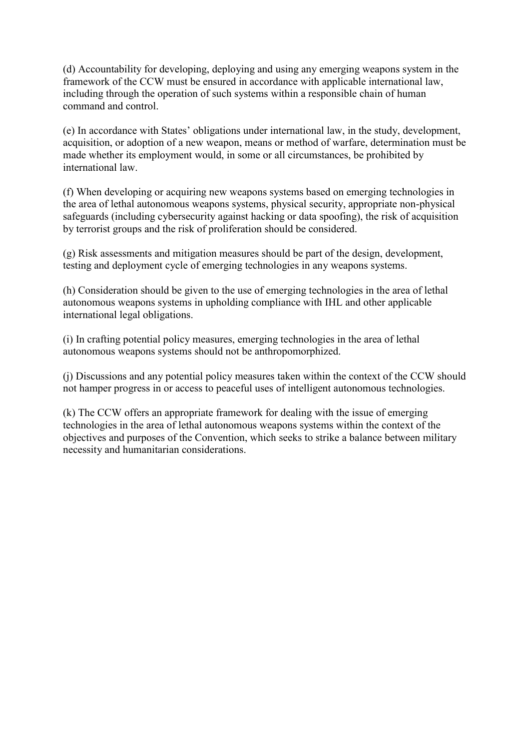(d) Accountability for developing, deploying and using any emerging weapons system in the framework of the CCW must be ensured in accordance with applicable international law, including through the operation of such systems within a responsible chain of human command and control.

(e) In accordance with States' obligations under international law, in the study, development, acquisition, or adoption of a new weapon, means or method of warfare, determination must be made whether its employment would, in some or all circumstances, be prohibited by international law.

(f) When developing or acquiring new weapons systems based on emerging technologies in the area of lethal autonomous weapons systems, physical security, appropriate non-physical safeguards (including cybersecurity against hacking or data spoofing), the risk of acquisition by terrorist groups and the risk of proliferation should be considered.

(g) Risk assessments and mitigation measures should be part of the design, development, testing and deployment cycle of emerging technologies in any weapons systems.

(h) Consideration should be given to the use of emerging technologies in the area of lethal autonomous weapons systems in upholding compliance with IHL and other applicable international legal obligations.

(i) In crafting potential policy measures, emerging technologies in the area of lethal autonomous weapons systems should not be anthropomorphized.

(j) Discussions and any potential policy measures taken within the context of the CCW should not hamper progress in or access to peaceful uses of intelligent autonomous technologies.

(k) The CCW offers an appropriate framework for dealing with the issue of emerging technologies in the area of lethal autonomous weapons systems within the context of the objectives and purposes of the Convention, which seeks to strike a balance between military necessity and humanitarian considerations.